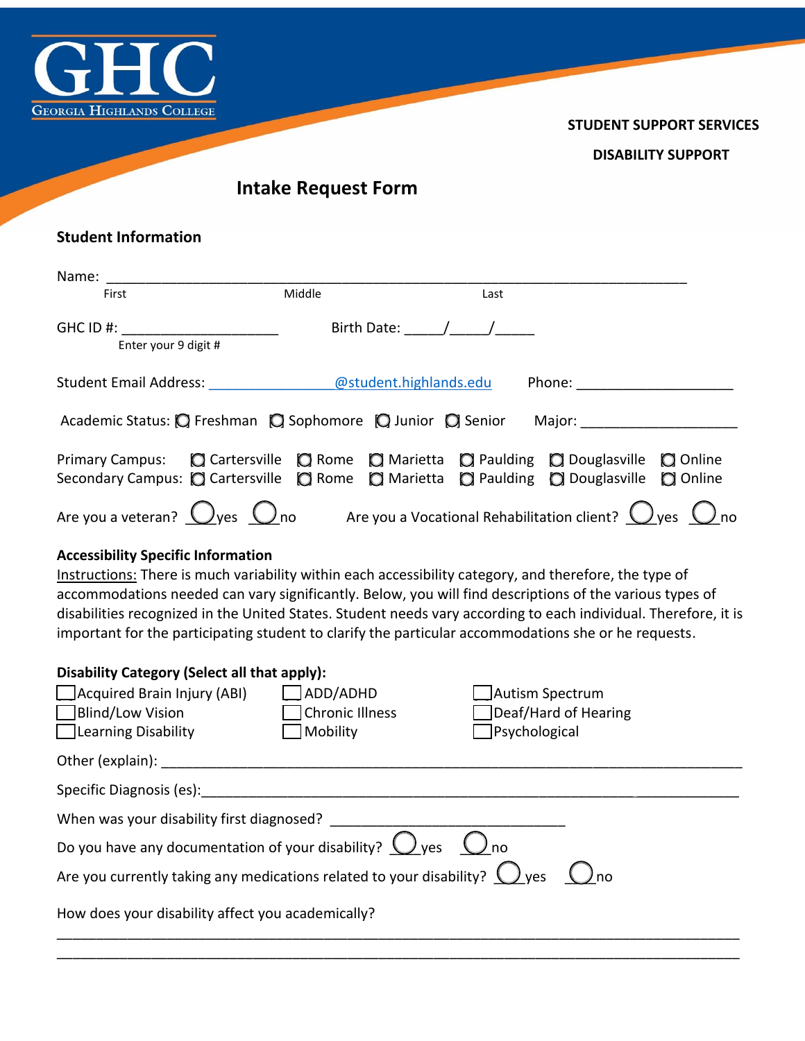GHC
GEORGIA HIGHLANDS COLLEGE

**STUDENT SUPPORT SERVICES**

**DISABILITY SUPPORT**

# Intake Request Form

## Student Information

Name: ___________________________________________________________________________
First Middle Last

GHC ID #: ____________________ Birth Date: _____/_____/_____
Enter your 9 digit #

Student Email Address: _______________@student.highlands.edu Phone: ____________________

Academic Status: ☐ Freshman ☐ Sophomore ☐ Junior ☐ Senior Major: ____________________

Primary Campus: ☐ Cartersville ☐ Rome ☐ Marietta ☐ Paulding ☐ Douglasville ☐ Online
Secondary Campus: ☐ Cartersville ☐ Rome ☐ Marietta ☐ Paulding ☐ Douglasville ☐ Online

Are you a veteran? ◯ yes ◯ no Are you a Vocational Rehabilitation client? ◯ yes ◯ no

### Accessibility Specific Information

Instructions: There is much variability within each accessibility category, and therefore, the type of accommodations needed can vary significantly. Below, you will find descriptions of the various types of disabilities recognized in the United States. Student needs vary according to each individual. Therefore, it is important for the participating student to clarify the particular accommodations she or he requests.

**Disability Category (Select all that apply):**

☐ Acquired Brain Injury (ABI) ☐ ADD/ADHD ☐ Autism Spectrum
☐ Blind/Low Vision ☐ Chronic Illness ☐ Deaf/Hard of Hearing
☐ Learning Disability ☐ Mobility ☐ Psychological

Other (explain): ___________________________________________________________________________

Specific Diagnosis (es):_____________________________________________________________________

When was your disability first diagnosed? ______________________________

Do you have any documentation of your disability? ◯ yes ◯ no

Are you currently taking any medications related to your disability? ◯ yes ◯ no

How does your disability affect you academically?

___________________________________________________________________________________________
___________________________________________________________________________________________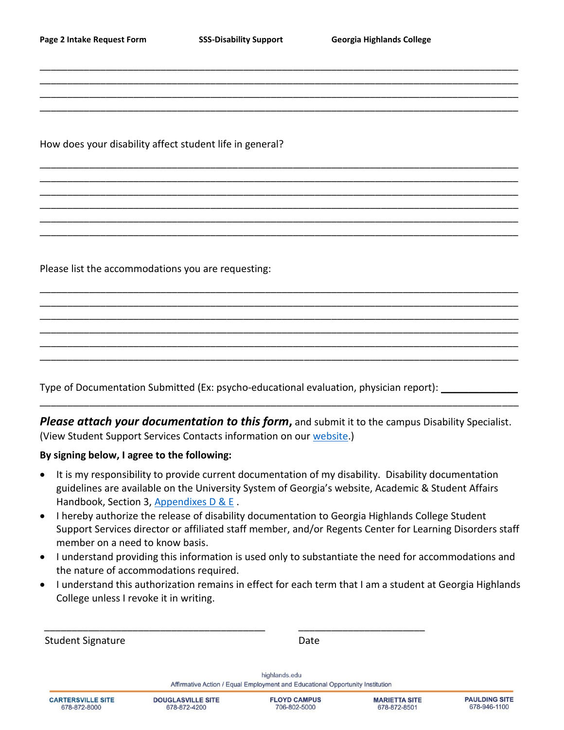________________________________________________________________________________________________
________________________________________________________________________________________________
________________________________________________________________________________________________
________________________________________________________________________________________________

How does your disability affect student life in general?

________________________________________________________________________________________________
________________________________________________________________________________________________
________________________________________________________________________________________________
________________________________________________________________________________________________
________________________________________________________________________________________________
________________________________________________________________________________________________

Please list the accommodations you are requesting:

________________________________________________________________________________________________
________________________________________________________________________________________________
________________________________________________________________________________________________
________________________________________________________________________________________________
________________________________________________________________________________________________
________________________________________________________________________________________________

Type of Documentation Submitted (Ex: psycho-educational evaluation, physician report): ______________
________________________________________________________________________________________________

***Please attach your documentation to this form*****,** and submit it to the campus Disability Specialist. (View Student Support Services Contacts information on our website.)

**By signing below, I agree to the following:**

- It is my responsibility to provide current documentation of my disability. Disability documentation guidelines are available on the University System of Georgia's website, Academic & Student Affairs Handbook, Section 3, Appendixes D & E .
- I hereby authorize the release of disability documentation to Georgia Highlands College Student Support Services director or affiliated staff member, and/or Regents Center for Learning Disorders staff member on a need to know basis.
- I understand providing this information is used only to substantiate the need for accommodations and the nature of accommodations required.
- I understand this authorization remains in effect for each term that I am a student at Georgia Highlands College unless I revoke it in writing.

__________________________________________ ________________________

Student Signature Date

highlands.edu

Affirmative Action / Equal Employment and Educational Opportunity Institution

| CARTERSVILLE SITE | DOUGLASVILLE SITE | FLOYD CAMPUS | MARIETTA SITE | PAULDING SITE |
|---|---|---|---|---|
| 678-872-8000 | 678-872-4200 | 706-802-5000 | 678-872-8501 | 678-946-1100 |